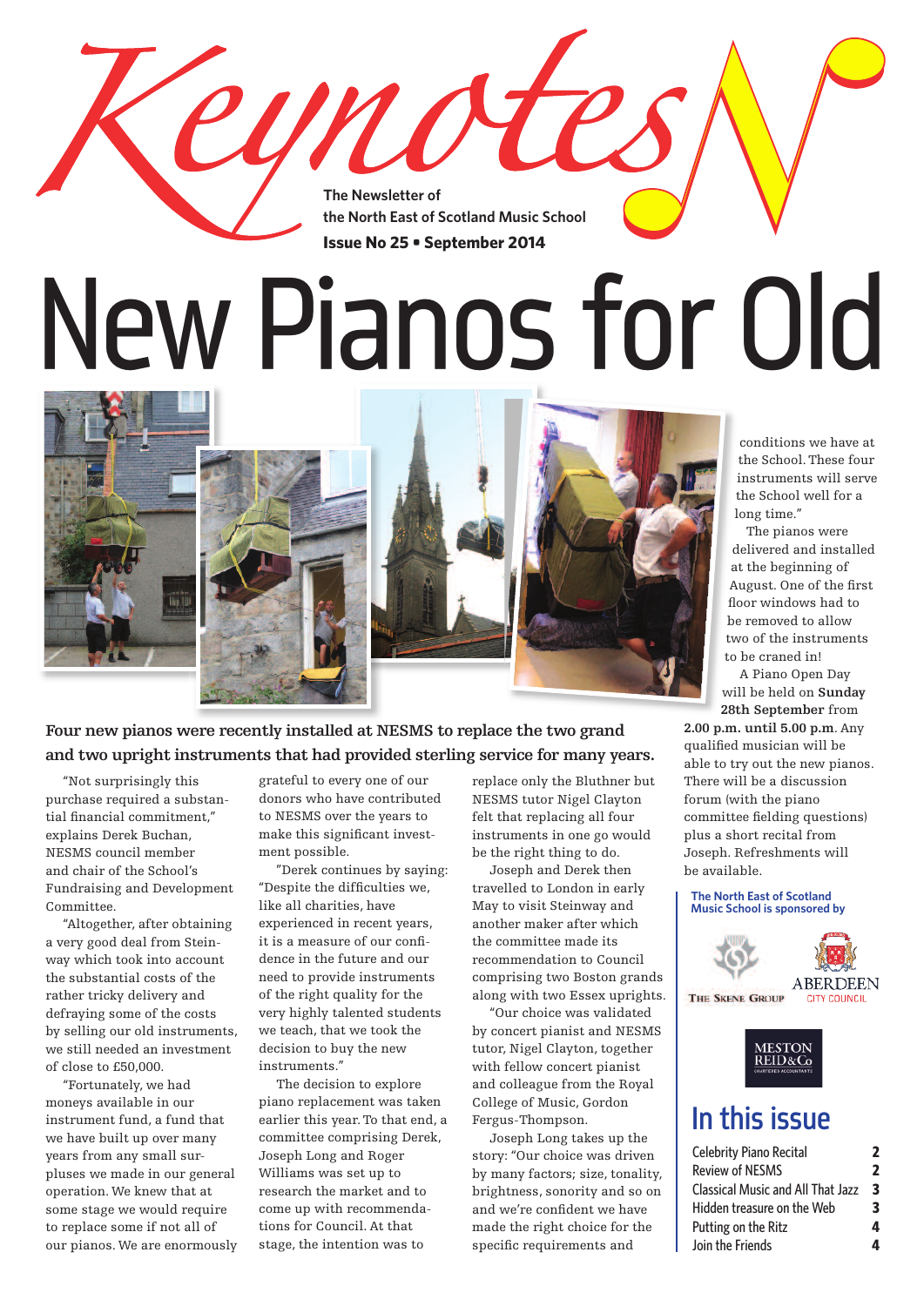# Keynotes

**The Newsletter of the North East of Scotland Music School**

**Issue No 25 • September 2014**

# New Pianos for Old

**Four new pianos were recently installed at NESMS to replace the two grand and two upright instruments that had provided sterling service for many years.**

"Not surprisingly this purchase required a substantial financial commitment," explains Derek Buchan, NESMS council member and chair of the School's Fundraising and Development Committee.

"Altogether, after obtaining a very good deal from Steinway which took into account the substantial costs of the rather tricky delivery and defraying some of the costs by selling our old instruments, we still needed an investment of close to £50,000.

"Fortunately, we had moneys available in our instrument fund, a fund that we have built up over many years from any small surpluses we made in our general operation. We knew that at some stage we would require to replace some if not all of our pianos. We are enormously grateful to every one of our donors who have contributed to NESMS over the years to make this significant investment possible.

"Derek continues by saying: "Despite the difficulties we, like all charities, have experienced in recent years, it is a measure of our confidence in the future and our need to provide instruments of the right quality for the very highly talented students we teach, that we took the decision to buy the new instruments."

The decision to explore piano replacement was taken earlier this year. To that end, a committee comprising Derek, Joseph Long and Roger Williams was set up to research the market and to come up with recommendations for Council. At that stage, the intention was to replace only the Bluthner but NESMS tutor Nigel Clayton felt that replacing all four instruments in one go would be the right thing to do.

Joseph and Derek then travelled to London in early May to visit Steinway and another maker after which the committee made its recommendation to Council comprising two Boston grands along with two Essex uprights.

"Our choice was validated by concert pianist and NESMS tutor, Nigel Clayton, together with fellow concert pianist and colleague from the Royal College of Music, Gordon Fergus-Thompson.

Joseph Long takes up the story: "Our choice was driven by many factors; size, tonality, brightness, sonority and so on and we're confident we have made the right choice for the specific requirements and conditions we have at the School. These four instruments will serve the School well for a long time."

The pianos were delivered and installed at the beginning of August. One of the first floor windows had to be removed to allow two of the instruments to be craned in!

A Piano Open Day will be held on **Sunday 28th September** from **2.00 p.m. until 5.00 p.m**. Any qualified musician will be able to try out the new pianos. There will be a discussion forum (with the piano committee fielding questions) plus a short recital from Joseph. Refreshments will be available.

**The North East of Scotland Music School is sponsored by**

The Skene Group

Aberdeen City Council

Meston Reid & Co Chartered Accountants

## In this issue

| | |
|---|---|
| Celebrity Piano Recital | 2 |
| Review of NESMS | 2 |
| Classical Music and All That Jazz | 3 |
| Hidden treasure on the Web | 3 |
| Putting on the Ritz | 4 |
| Join the Friends | 4 |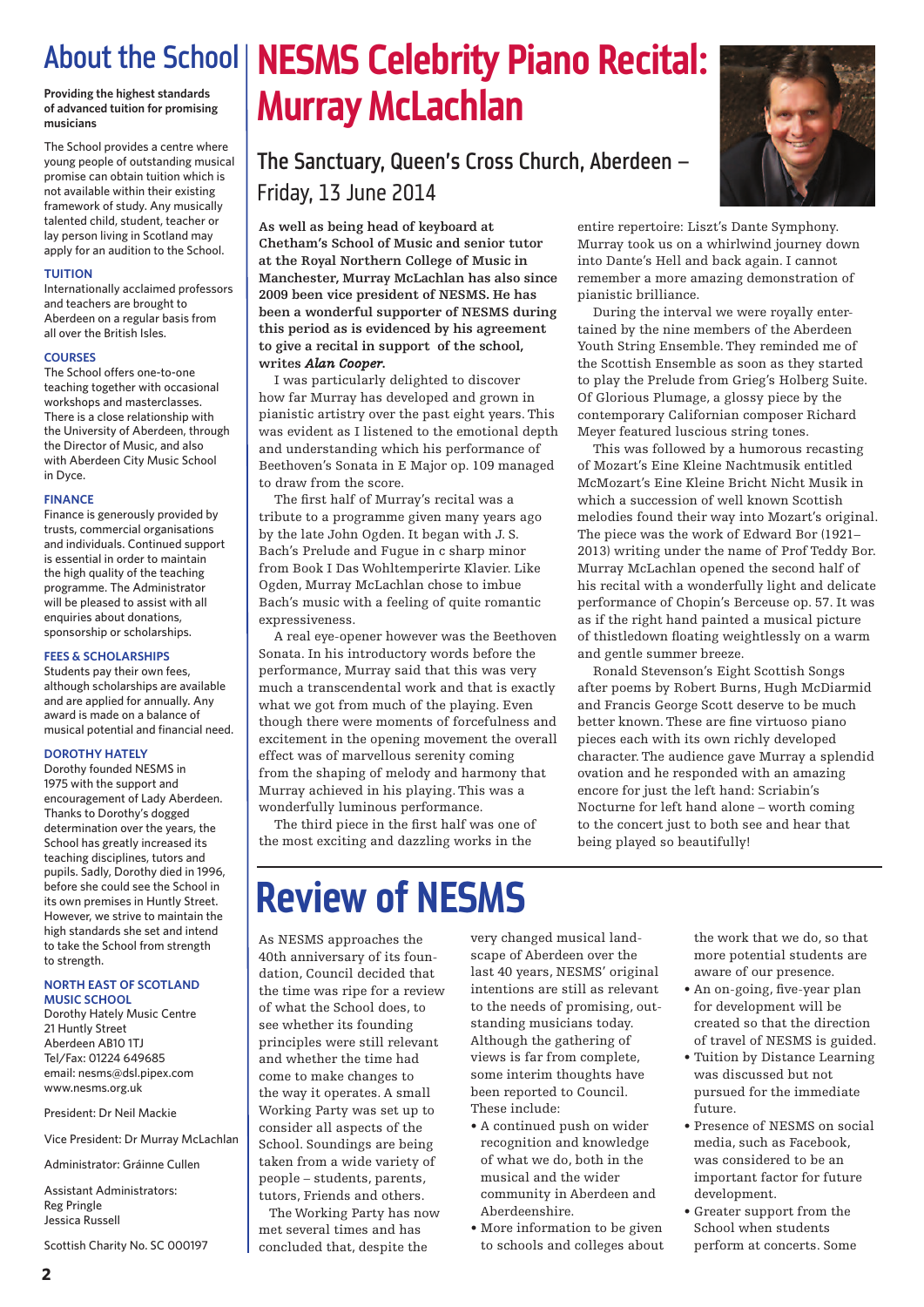## About the School

**Providing the highest standards of advanced tuition for promising musicians**

The School provides a centre where young people of outstanding musical promise can obtain tuition which is not available within their existing framework of study. Any musically talented child, student, teacher or lay person living in Scotland may apply for an audition to the School.

**TUITION**

Internationally acclaimed professors and teachers are brought to Aberdeen on a regular basis from all over the British Isles.

**COURSES**

The School offers one-to-one teaching together with occasional workshops and masterclasses. There is a close relationship with the University of Aberdeen, through the Director of Music, and also with Aberdeen City Music School in Dyce.

**FINANCE**

Finance is generously provided by trusts, commercial organisations and individuals. Continued support is essential in order to maintain the high quality of the teaching programme. The Administrator will be pleased to assist with all enquiries about donations, sponsorship or scholarships.

**FEES & SCHOLARSHIPS**

Students pay their own fees, although scholarships are available and are applied for annually. Any award is made on a balance of musical potential and financial need.

**DOROTHY HATELY**

Dorothy founded NESMS in 1975 with the support and encouragement of Lady Aberdeen. Thanks to Dorothy's dogged determination over the years, the School has greatly increased its teaching disciplines, tutors and pupils. Sadly, Dorothy died in 1996, before she could see the School in its own premises in Huntly Street. However, we strive to maintain the high standards she set and intend to take the School from strength to strength.

**NORTH EAST OF SCOTLAND MUSIC SCHOOL**

Dorothy Hately Music Centre
21 Huntly Street
Aberdeen AB10 1TJ
Tel/Fax: 01224 649685
email: nesms@dsl.pipex.com
www.nesms.org.uk

President: Dr Neil Mackie

Vice President: Dr Murray McLachlan

Administrator: Gráinne Cullen

Assistant Administrators:
Reg Pringle
Jessica Russell

Scottish Charity No. SC 000197

# NESMS Celebrity Piano Recital: Murray McLachlan

## The Sanctuary, Queen's Cross Church, Aberdeen – Friday, 13 June 2014

**As well as being head of keyboard at Chetham's School of Music and senior tutor at the Royal Northern College of Music in Manchester, Murray McLachlan has also since 2009 been vice president of NESMS. He has been a wonderful supporter of NESMS during this period as is evidenced by his agreement to give a recital in support of the school, writes *Alan Cooper*.**

I was particularly delighted to discover how far Murray has developed and grown in pianistic artistry over the past eight years. This was evident as I listened to the emotional depth and understanding which his performance of Beethoven's Sonata in E Major op. 109 managed to draw from the score.

The first half of Murray's recital was a tribute to a programme given many years ago by the late John Ogden. It began with J. S. Bach's Prelude and Fugue in c sharp minor from Book I Das Wohltemperirte Klavier. Like Ogden, Murray McLachlan chose to imbue Bach's music with a feeling of quite romantic expressiveness.

A real eye-opener however was the Beethoven Sonata. In his introductory words before the performance, Murray said that this was very much a transcendental work and that is exactly what we got from much of the playing. Even though there were moments of forcefulness and excitement in the opening movement the overall effect was of marvellous serenity coming from the shaping of melody and harmony that Murray achieved in his playing. This was a wonderfully luminous performance.

The third piece in the first half was one of the most exciting and dazzling works in the entire repertoire: Liszt's Dante Symphony. Murray took us on a whirlwind journey down into Dante's Hell and back again. I cannot remember a more amazing demonstration of pianistic brilliance.

During the interval we were royally entertained by the nine members of the Aberdeen Youth String Ensemble. They reminded me of the Scottish Ensemble as soon as they started to play the Prelude from Grieg's Holberg Suite. Of Glorious Plumage, a glossy piece by the contemporary Californian composer Richard Meyer featured luscious string tones.

This was followed by a humorous recasting of Mozart's Eine Kleine Nachtmusik entitled McMozart's Eine Kleine Bricht Nicht Musik in which a succession of well known Scottish melodies found their way into Mozart's original. The piece was the work of Edward Bor (1921–2013) writing under the name of Prof Teddy Bor. Murray McLachlan opened the second half of his recital with a wonderfully light and delicate performance of Chopin's Berceuse op. 57. It was as if the right hand painted a musical picture of thistledown floating weightlessly on a warm and gentle summer breeze.

Ronald Stevenson's Eight Scottish Songs after poems by Robert Burns, Hugh McDiarmid and Francis George Scott deserve to be much better known. These are fine virtuoso piano pieces each with its own richly developed character. The audience gave Murray a splendid ovation and he responded with an amazing encore for just the left hand: Scriabin's Nocturne for left hand alone – worth coming to the concert just to both see and hear that being played so beautifully!

# Review of NESMS

As NESMS approaches the 40th anniversary of its foundation, Council decided that the time was ripe for a review of what the School does, to see whether its founding principles were still relevant and whether the time had come to make changes to the way it operates. A small Working Party was set up to consider all aspects of the School. Soundings are being taken from a wide variety of people – students, parents, tutors, Friends and others.

The Working Party has now met several times and has concluded that, despite the very changed musical landscape of Aberdeen over the last 40 years, NESMS' original intentions are still as relevant to the needs of promising, outstanding musicians today. Although the gathering of views is far from complete, some interim thoughts have been reported to Council. These include:

- A continued push on wider recognition and knowledge of what we do, both in the musical and the wider community in Aberdeen and Aberdeenshire.
- More information to be given to schools and colleges about the work that we do, so that more potential students are aware of our presence.
- An on-going, five-year plan for development will be created so that the direction of travel of NESMS is guided.
- Tuition by Distance Learning was discussed but not pursued for the immediate future.
- Presence of NESMS on social media, such as Facebook, was considered to be an important factor for future development.
- Greater support from the School when students perform at concerts. Some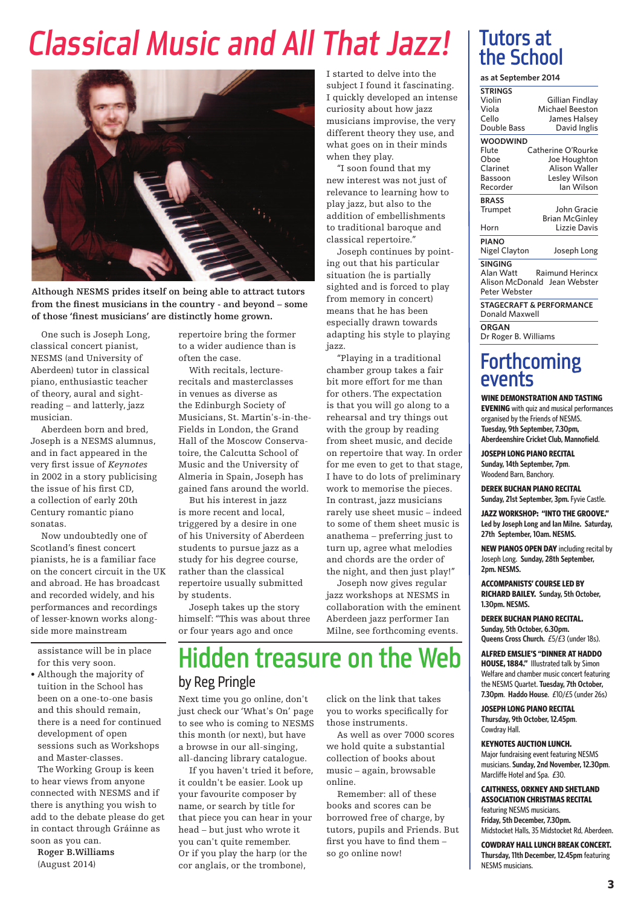# Classical Music and All That Jazz!

**Although NESMS prides itself on being able to attract tutors from the finest musicians in the country - and beyond – some of those 'finest musicians' are distinctly home grown.**

One such is Joseph Long, classical concert pianist, NESMS (and University of Aberdeen) tutor in classical piano, enthusiastic teacher of theory, aural and sight-reading – and latterly, jazz musician.

Aberdeen born and bred, Joseph is a NESMS alumnus, and in fact appeared in the very first issue of *Keynotes* in 2002 in a story publicising the issue of his first CD, a collection of early 20th Century romantic piano sonatas.

Now undoubtedly one of Scotland's finest concert pianists, he is a familiar face on the concert circuit in the UK and abroad. He has broadcast and recorded widely, and his performances and recordings of lesser-known works along-side more mainstream repertoire bring the former to a wider audience than is often the case.

With recitals, lecture-recitals and masterclasses in venues as diverse as the Edinburgh Society of Musicians, St. Martin's-in-the-Fields in London, the Grand Hall of the Moscow Conservatoire, the Calcutta School of Music and the University of Almeria in Spain, Joseph has gained fans around the world.

But his interest in jazz is more recent and local, triggered by a desire in one of his University of Aberdeen students to pursue jazz as a study for his degree course, rather than the classical repertoire usually submitted by students.

Joseph takes up the story himself: "This was about three or four years ago and once I started to delve into the subject I found it fascinating. I quickly developed an intense curiosity about how jazz musicians improvise, the very different theory they use, and what goes on in their minds when they play.

"I soon found that my new interest was not just of relevance to learning how to play jazz, but also to the addition of embellishments to traditional baroque and classical repertoire."

Joseph continues by pointing out that his particular situation (he is partially sighted and is forced to play from memory in concert) means that he has been especially drawn towards adapting his style to playing jazz.

"Playing in a traditional chamber group takes a fair bit more effort for me than for others. The expectation is that you will go along to a rehearsal and try things out with the group by reading from sheet music, and decide on repertoire that way. In order for me even to get to that stage, I have to do lots of preliminary work to memorise the pieces. In contrast, jazz musicians rarely use sheet music – indeed to some of them sheet music is anathema – preferring just to turn up, agree what melodies and chords are the order of the night, and then just play!"

Joseph now gives regular jazz workshops at NESMS in collaboration with the eminent Aberdeen jazz performer Ian Milne, see forthcoming events.

---

assistance will be in place for this very soon.

- Although the majority of tuition in the School has been on a one-to-one basis and this should remain, there is a need for continued development of open sessions such as Workshops and Master-classes.

The Working Group is keen to hear views from anyone connected with NESMS and if there is anything you wish to add to the debate please do get in contact through Gráinne as soon as you can.

**Roger B.Williams**
(August 2014)

# Hidden treasure on the Web

## by Reg Pringle

Next time you go online, don't just check our 'What's On' page to see who is coming to NESMS this month (or next), but have a browse in our all-singing, all-dancing library catalogue.

If you haven't tried it before, it couldn't be easier. Look up your favourite composer by name, or search by title for that piece you can hear in your head – but just who wrote it you can't quite remember. Or if you play the harp (or the cor anglais, or the trombone), click on the link that takes you to works specifically for those instruments.

As well as over 7000 scores we hold quite a substantial collection of books about music – again, browsable online.

Remember: all of these books and scores can be borrowed free of charge, by tutors, pupils and Friends. But first you have to find them – so go online now!

# Tutors at the School

**as at September 2014**

**STRINGS**

| | |
|---|---|
| Violin | Gillian Findlay |
| Viola | Michael Beeston |
| Cello | James Halsey |
| Double Bass | David Inglis |

**WOODWIND**

| | |
|---|---|
| Flute | Catherine O'Rourke |
| Oboe | Joe Houghton |
| Clarinet | Alison Waller |
| Bassoon | Lesley Wilson |
| Recorder | Ian Wilson |

**BRASS**

| | |
|---|---|
| Trumpet | John Gracie |
| | Brian McGinley |
| Horn | Lizzie Davis |

**PIANO**

Nigel Clayton, Joseph Long

**SINGING**

Alan Watt, Raimund Herincx, Alison McDonald, Jean Webster, Peter Webster

**STAGECRAFT & PERFORMANCE**

Donald Maxwell

**ORGAN**

Dr Roger B. Williams

# Forthcoming events

**WINE DEMONSTRATION AND TASTING EVENING** with quiz and musical performances organised by the Friends of NESMS. **Tuesday, 9th September, 7.30pm, Aberdeenshire Cricket Club, Mannofield.**

**JOSEPH LONG PIANO RECITAL Sunday, 14th September, 7pm.** Woodend Barn, Banchory.

**DEREK BUCHAN PIANO RECITAL Sunday, 21st September, 3pm.** Fyvie Castle.

**JAZZ WORKSHOP: "INTO THE GROOVE." Led by Joseph Long and Ian Milne. Saturday, 27th September, 10am. NESMS.**

**NEW PIANOS OPEN DAY** including recital by Joseph Long. **Sunday, 28th September, 2pm. NESMS.**

**ACCOMPANISTS' COURSE LED BY RICHARD BAILEY. Sunday, 5th October, 1.30pm. NESMS.**

**DEREK BUCHAN PIANO RECITAL. Sunday, 5th October, 6.30pm. Queens Cross Church.** £5/£3 (under 18s).

**ALFRED EMSLIE'S "DINNER AT HADDO HOUSE, 1884."** Illustrated talk by Simon Welfare and chamber music concert featuring the NESMS Quartet. **Tuesday, 7th October, 7.30pm. Haddo House.** £10/£5 (under 26s)

**JOSEPH LONG PIANO RECITAL Thursday, 9th October, 12.45pm.** Cowdray Hall.

**KEYNOTES AUCTION LUNCH.** Major fundraising event featuring NESMS musicians. **Sunday, 2nd November, 12.30pm.** Marcliffe Hotel and Spa. £30.

**CAITHNESS, ORKNEY AND SHETLAND ASSOCIATION CHRISTMAS RECITAL** featuring NESMS musicians. **Friday, 5th December, 7.30pm.** Midstocket Halls, 35 Midstocket Rd, Aberdeen.

**COWDRAY HALL LUNCH BREAK CONCERT. Thursday, 11th December, 12.45pm** featuring NESMS musicians.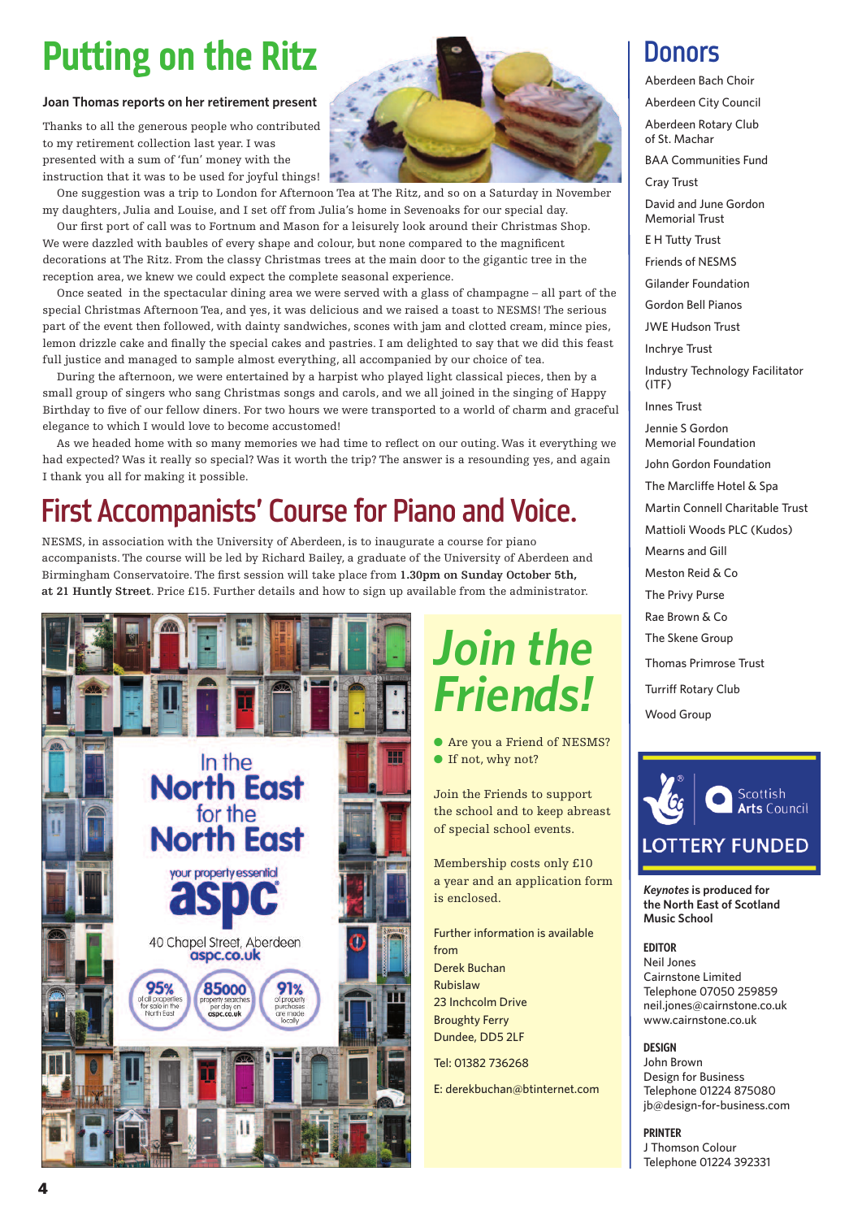# Putting on the Ritz

**Joan Thomas reports on her retirement present**

Thanks to all the generous people who contributed to my retirement collection last year. I was presented with a sum of 'fun' money with the instruction that it was to be used for joyful things!

One suggestion was a trip to London for Afternoon Tea at The Ritz, and so on a Saturday in November my daughters, Julia and Louise, and I set off from Julia's home in Sevenoaks for our special day.

Our first port of call was to Fortnum and Mason for a leisurely look around their Christmas Shop. We were dazzled with baubles of every shape and colour, but none compared to the magnificent decorations at The Ritz. From the classy Christmas trees at the main door to the gigantic tree in the reception area, we knew we could expect the complete seasonal experience.

Once seated in the spectacular dining area we were served with a glass of champagne – all part of the special Christmas Afternoon Tea, and yes, it was delicious and we raised a toast to NESMS! The serious part of the event then followed, with dainty sandwiches, scones with jam and clotted cream, mince pies, lemon drizzle cake and finally the special cakes and pastries. I am delighted to say that we did this feast full justice and managed to sample almost everything, all accompanied by our choice of tea.

During the afternoon, we were entertained by a harpist who played light classical pieces, then by a small group of singers who sang Christmas songs and carols, and we all joined in the singing of Happy Birthday to five of our fellow diners. For two hours we were transported to a world of charm and graceful elegance to which I would love to become accustomed!

As we headed home with so many memories we had time to reflect on our outing. Was it everything we had expected? Was it really so special? Was it worth the trip? The answer is a resounding yes, and again I thank you all for making it possible.

# First Accompanists' Course for Piano and Voice.

NESMS, in association with the University of Aberdeen, is to inaugurate a course for piano accompanists. The course will be led by Richard Bailey, a graduate of the University of Aberdeen and Birmingham Conservatoire. The first session will take place from **1.30pm on Sunday October 5th, at 21 Huntly Street**. Price £15. Further details and how to sign up available from the administrator.

In the North East for the North East

your property essential

aspc

40 Chapel Street, Aberdeen
aspc.co.uk

95% of all properties for sale in the North East

85000 property searches per day on aspc.co.uk

91% of property purchases are made locally

# *Join the Friends!*

- Are you a Friend of NESMS?
- If not, why not?

Join the Friends to support the school and to keep abreast of special school events.

Membership costs only £10 a year and an application form is enclosed.

Further information is available from
Derek Buchan
Rubislaw
23 Inchcolm Drive
Broughty Ferry
Dundee, DD5 2LF

Tel: 01382 736268

E: derekbuchan@btinternet.com

# Donors

Aberdeen Bach Choir
Aberdeen City Council
Aberdeen Rotary Club of St. Machar
BAA Communities Fund
Cray Trust
David and June Gordon Memorial Trust
E H Tutty Trust
Friends of NESMS
Gilander Foundation
Gordon Bell Pianos
JWE Hudson Trust
Inchrye Trust
Industry Technology Facilitator (ITF)
Innes Trust
Jennie S Gordon Memorial Foundation
John Gordon Foundation
The Marcliffe Hotel & Spa
Martin Connell Charitable Trust
Mattioli Woods PLC (Kudos)
Mearns and Gill
Meston Reid & Co
The Privy Purse
Rae Brown & Co
The Skene Group
Thomas Primrose Trust
Turriff Rotary Club
Wood Group

Scottish Arts Council
LOTTERY FUNDED

***Keynotes* is produced for the North East of Scotland Music School**

**EDITOR**
Neil Jones
Cairnstone Limited
Telephone 07050 259859
neil.jones@cairnstone.co.uk
www.cairnstone.co.uk

**DESIGN**
John Brown
Design for Business
Telephone 01224 875080
jb@design-for-business.com

**PRINTER**
J Thomson Colour
Telephone 01224 392331